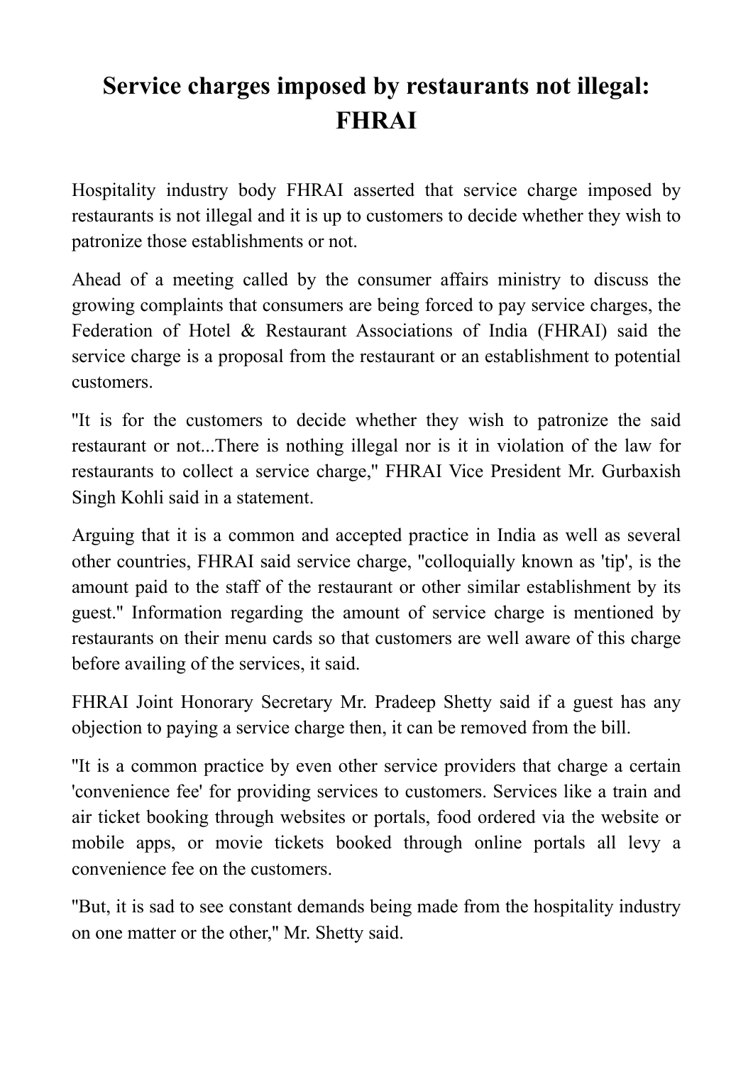# Service charges imposed by restaurants not illegal: FHRAI

Hospitality industry body FHRAI asserted that service charge imposed by restaurants is not illegal and it is up to customers to decide whether they wish to patronize those establishments or not.

Ahead of a meeting called by the consumer affairs ministry to discuss the growing complaints that consumers are being forced to pay service charges, the Federation of Hotel & Restaurant Associations of India (FHRAI) said the service charge is a proposal from the restaurant or an establishment to potential customers.

"It is for the customers to decide whether they wish to patronize the said restaurant or not...There is nothing illegal nor is it in violation of the law for restaurants to collect a service charge," FHRAI Vice President Mr. Gurbaxish Singh Kohli said in a statement.

Arguing that it is a common and accepted practice in India as well as several other countries, FHRAI said service charge, "colloquially known as 'tip', is the amount paid to the staff of the restaurant or other similar establishment by its guest." Information regarding the amount of service charge is mentioned by restaurants on their menu cards so that customers are well aware of this charge before availing of the services, it said.

FHRAI Joint Honorary Secretary Mr. Pradeep Shetty said if a guest has any objection to paying a service charge then, it can be removed from the bill.

"It is a common practice by even other service providers that charge a certain 'convenience fee' for providing services to customers. Services like a train and air ticket booking through websites or portals, food ordered via the website or mobile apps, or movie tickets booked through online portals all levy a convenience fee on the customers.

"But, it is sad to see constant demands being made from the hospitality industry on one matter or the other," Mr. Shetty said.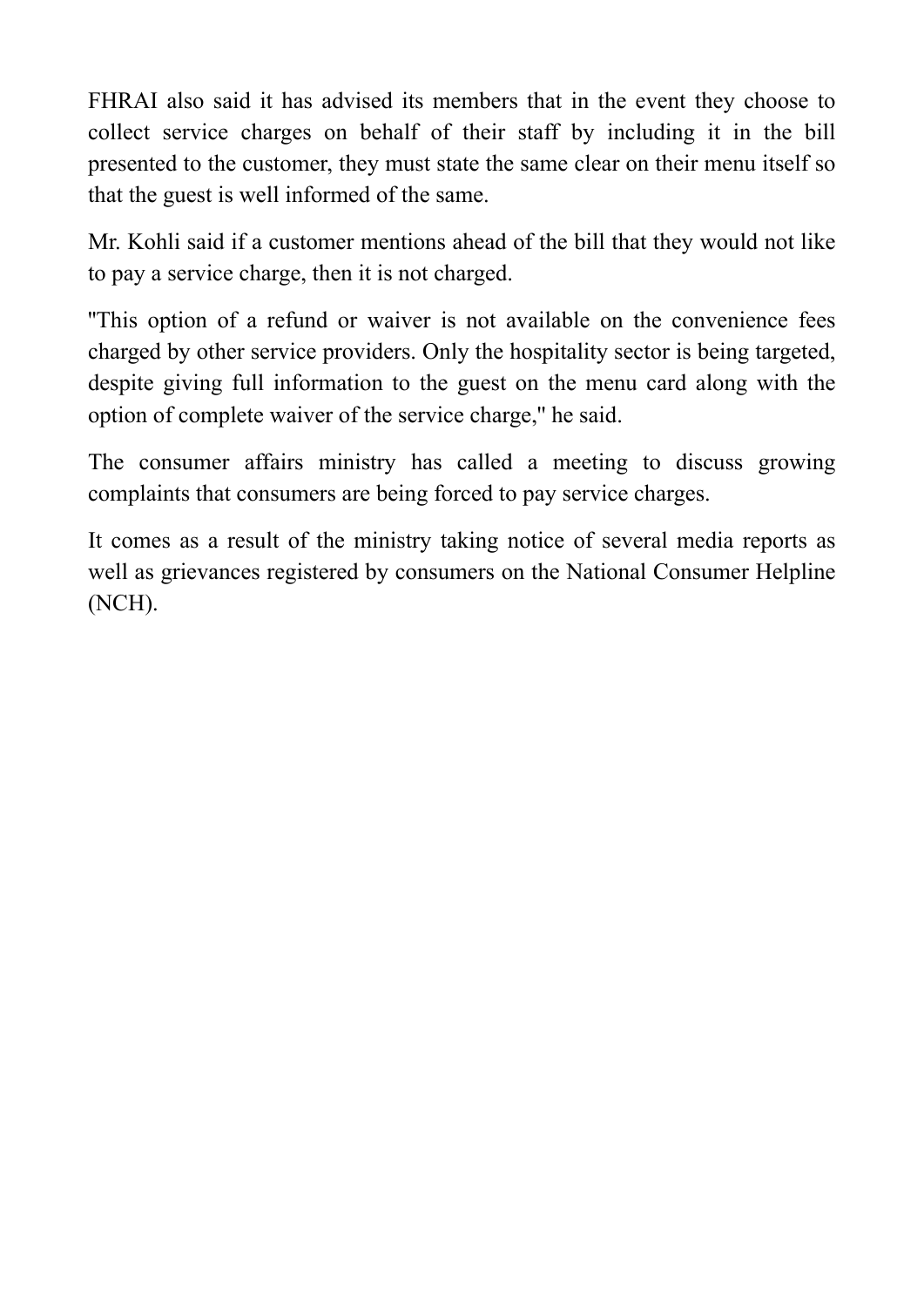FHRAI also said it has advised its members that in the event they choose to collect service charges on behalf of their staff by including it in the bill presented to the customer, they must state the same clear on their menu itself so that the guest is well informed of the same.

Mr. Kohli said if a customer mentions ahead of the bill that they would not like to pay a service charge, then it is not charged.

"This option of a refund or waiver is not available on the convenience fees charged by other service providers. Only the hospitality sector is being targeted, despite giving full information to the guest on the menu card along with the option of complete waiver of the service charge," he said.

The consumer affairs ministry has called a meeting to discuss growing complaints that consumers are being forced to pay service charges.

It comes as a result of the ministry taking notice of several media reports as well as grievances registered by consumers on the National Consumer Helpline (NCH).